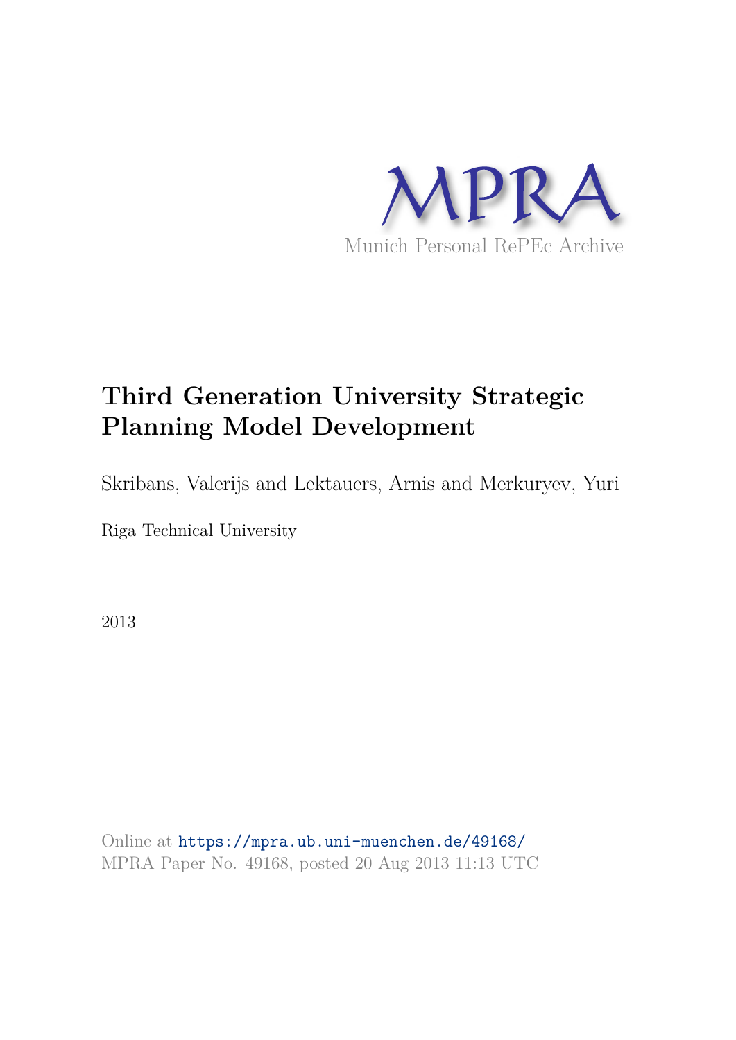MPRA

Munich Personal RePEc Archive

# Third Generation University Strategic Planning Model Development

Skribans, Valerijs and Lektauers, Arnis and Merkuryev, Yuri

Riga Technical University

2013

Online at https://mpra.ub.uni-muenchen.de/49168/
MPRA Paper No. 49168, posted 20 Aug 2013 11:13 UTC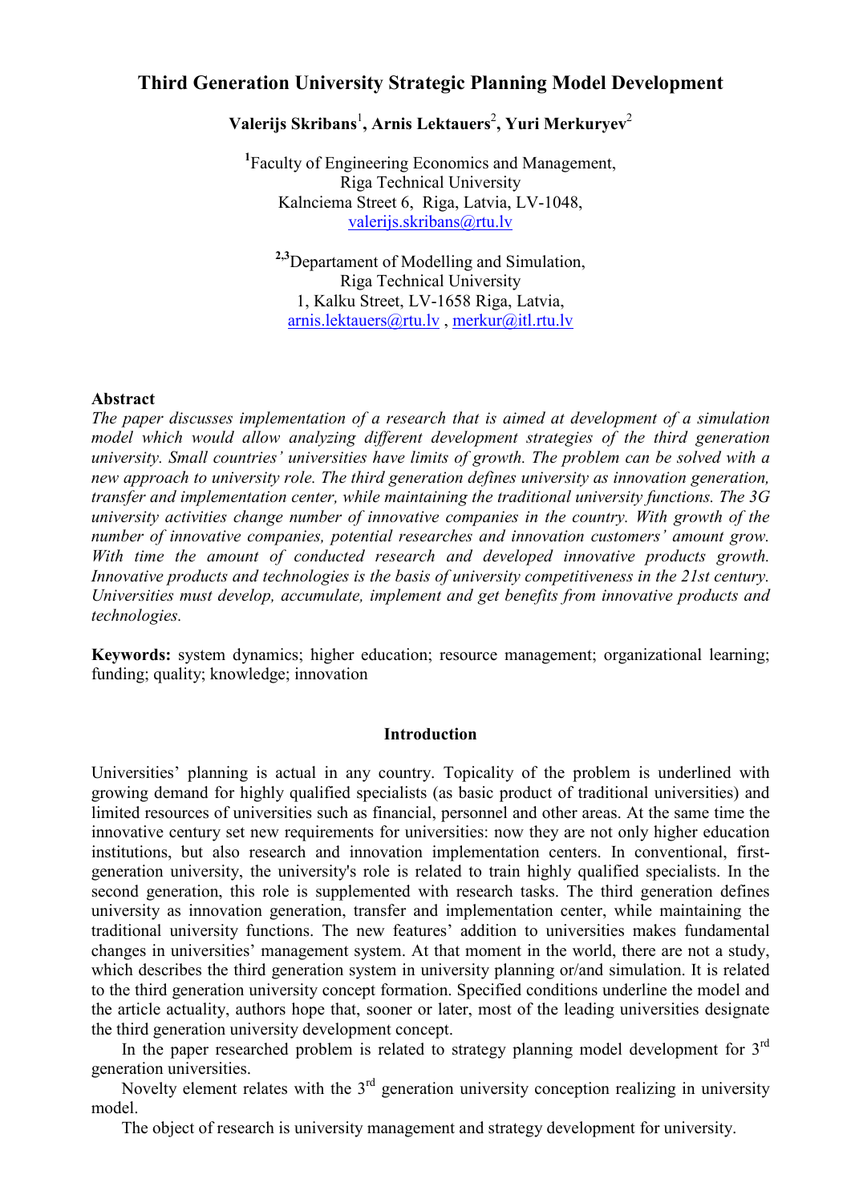# Third Generation University Strategic Planning Model Development

**Valerijs Skribans**[1], **Arnis Lektauers**[2], **Yuri Merkuryev**[2]

[1]Faculty of Engineering Economics and Management,
Riga Technical University
Kalnciema Street 6, Riga, Latvia, LV-1048,
valerijs.skribans@rtu.lv

[2,3]Departament of Modelling and Simulation,
Riga Technical University
1, Kalku Street, LV-1658 Riga, Latvia,
arnis.lektauers@rtu.lv , merkur@itl.rtu.lv

**Abstract**

*The paper discusses implementation of a research that is aimed at development of a simulation model which would allow analyzing different development strategies of the third generation university. Small countries' universities have limits of growth. The problem can be solved with a new approach to university role. The third generation defines university as innovation generation, transfer and implementation center, while maintaining the traditional university functions. The 3G university activities change number of innovative companies in the country. With growth of the number of innovative companies, potential researches and innovation customers' amount grow. With time the amount of conducted research and developed innovative products growth. Innovative products and technologies is the basis of university competitiveness in the 21st century. Universities must develop, accumulate, implement and get benefits from innovative products and technologies.*

**Keywords:** system dynamics; higher education; resource management; organizational learning; funding; quality; knowledge; innovation

## Introduction

Universities' planning is actual in any country. Topicality of the problem is underlined with growing demand for highly qualified specialists (as basic product of traditional universities) and limited resources of universities such as financial, personnel and other areas. At the same time the innovative century set new requirements for universities: now they are not only higher education institutions, but also research and innovation implementation centers. In conventional, first-generation university, the university's role is related to train highly qualified specialists. In the second generation, this role is supplemented with research tasks. The third generation defines university as innovation generation, transfer and implementation center, while maintaining the traditional university functions. The new features' addition to universities makes fundamental changes in universities' management system. At that moment in the world, there are not a study, which describes the third generation system in university planning or/and simulation. It is related to the third generation university concept formation. Specified conditions underline the model and the article actuality, authors hope that, sooner or later, most of the leading universities designate the third generation university development concept.

In the paper researched problem is related to strategy planning model development for 3rd generation universities.

Novelty element relates with the 3rd generation university conception realizing in university model.

The object of research is university management and strategy development for university.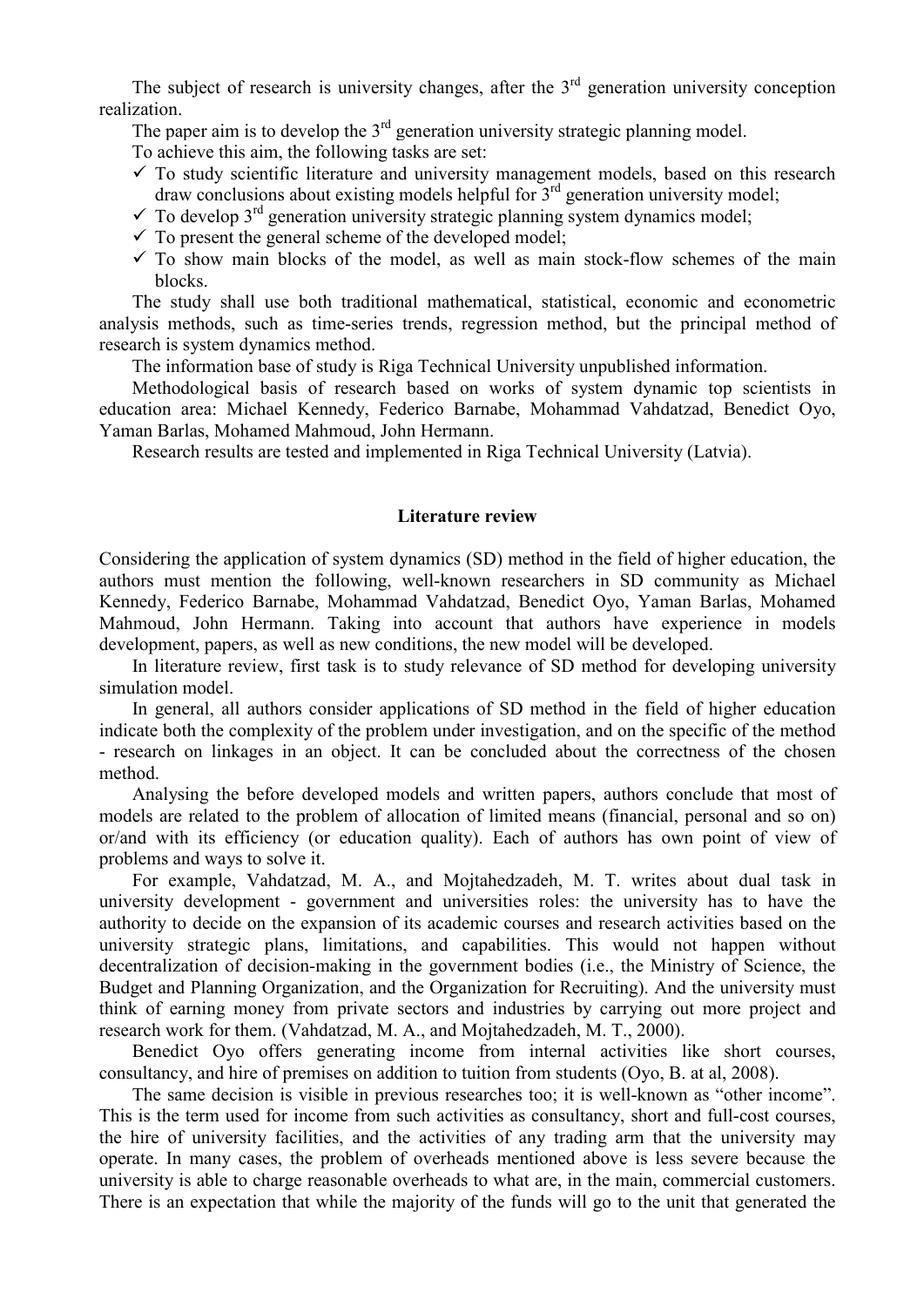The subject of research is university changes, after the 3[rd] generation university conception realization.

The paper aim is to develop the 3[rd] generation university strategic planning model.

To achieve this aim, the following tasks are set:

- ✓ To study scientific literature and university management models, based on this research draw conclusions about existing models helpful for 3[rd] generation university model;
- ✓ To develop 3[rd] generation university strategic planning system dynamics model;
- ✓ To present the general scheme of the developed model;
- ✓ To show main blocks of the model, as well as main stock-flow schemes of the main blocks.

The study shall use both traditional mathematical, statistical, economic and econometric analysis methods, such as time-series trends, regression method, but the principal method of research is system dynamics method.

The information base of study is Riga Technical University unpublished information.

Methodological basis of research based on works of system dynamic top scientists in education area: Michael Kennedy, Federico Barnabe, Mohammad Vahdatzad, Benedict Oyo, Yaman Barlas, Mohamed Mahmoud, John Hermann.

Research results are tested and implemented in Riga Technical University (Latvia).

## Literature review

Considering the application of system dynamics (SD) method in the field of higher education, the authors must mention the following, well-known researchers in SD community as Michael Kennedy, Federico Barnabe, Mohammad Vahdatzad, Benedict Oyo, Yaman Barlas, Mohamed Mahmoud, John Hermann. Taking into account that authors have experience in models development, papers, as well as new conditions, the new model will be developed.

In literature review, first task is to study relevance of SD method for developing university simulation model.

In general, all authors consider applications of SD method in the field of higher education indicate both the complexity of the problem under investigation, and on the specific of the method - research on linkages in an object. It can be concluded about the correctness of the chosen method.

Analysing the before developed models and written papers, authors conclude that most of models are related to the problem of allocation of limited means (financial, personal and so on) or/and with its efficiency (or education quality). Each of authors has own point of view of problems and ways to solve it.

For example, Vahdatzad, M. A., and Mojtahedzadeh, M. T. writes about dual task in university development - government and universities roles: the university has to have the authority to decide on the expansion of its academic courses and research activities based on the university strategic plans, limitations, and capabilities. This would not happen without decentralization of decision-making in the government bodies (i.e., the Ministry of Science, the Budget and Planning Organization, and the Organization for Recruiting). And the university must think of earning money from private sectors and industries by carrying out more project and research work for them. (Vahdatzad, M. A., and Mojtahedzadeh, M. T., 2000).

Benedict Oyo offers generating income from internal activities like short courses, consultancy, and hire of premises on addition to tuition from students (Oyo, B. at al, 2008).

The same decision is visible in previous researches too; it is well-known as "other income". This is the term used for income from such activities as consultancy, short and full-cost courses, the hire of university facilities, and the activities of any trading arm that the university may operate. In many cases, the problem of overheads mentioned above is less severe because the university is able to charge reasonable overheads to what are, in the main, commercial customers. There is an expectation that while the majority of the funds will go to the unit that generated the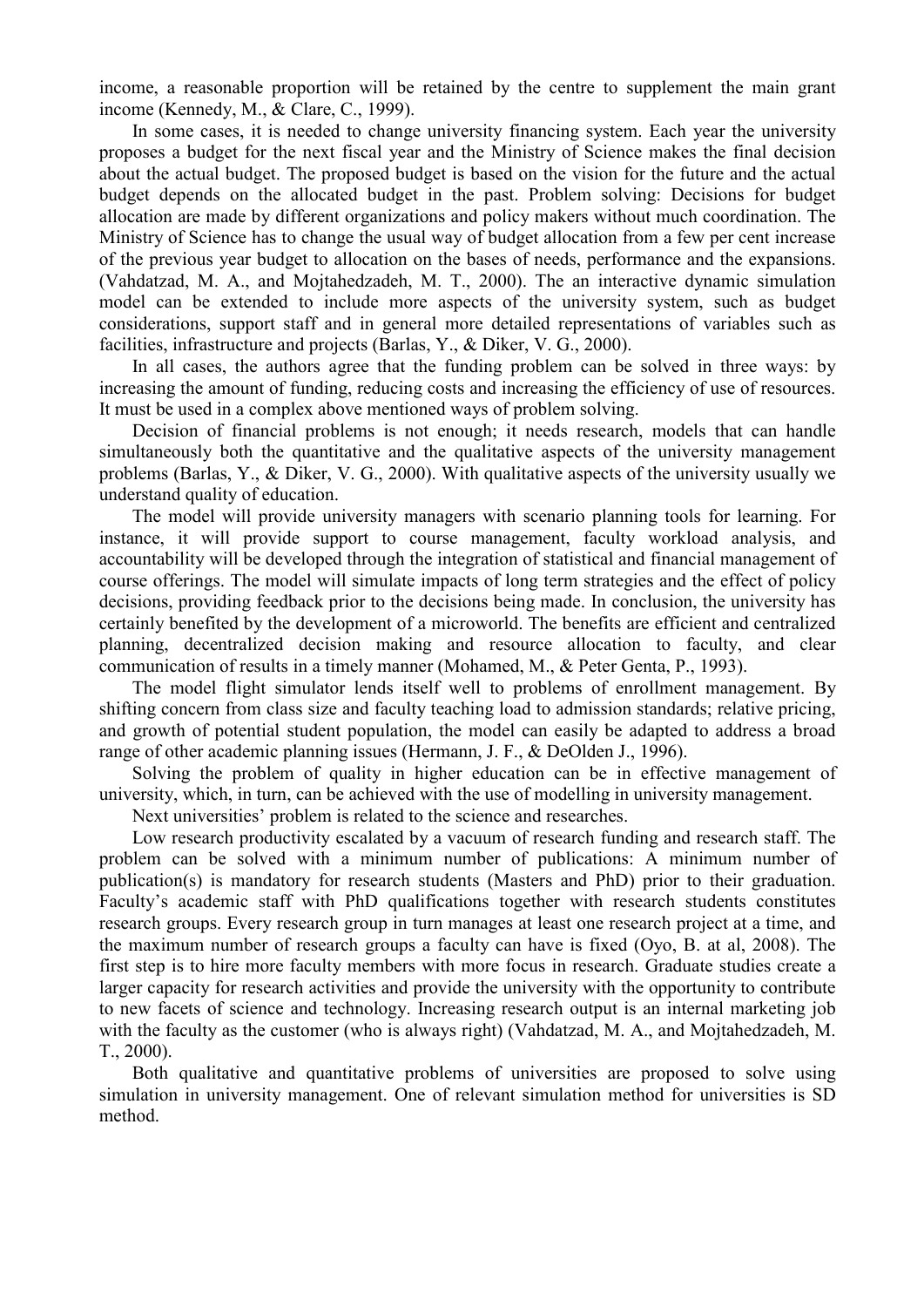income, a reasonable proportion will be retained by the centre to supplement the main grant income (Kennedy, M., & Clare, C., 1999).

In some cases, it is needed to change university financing system. Each year the university proposes a budget for the next fiscal year and the Ministry of Science makes the final decision about the actual budget. The proposed budget is based on the vision for the future and the actual budget depends on the allocated budget in the past. Problem solving: Decisions for budget allocation are made by different organizations and policy makers without much coordination. The Ministry of Science has to change the usual way of budget allocation from a few per cent increase of the previous year budget to allocation on the bases of needs, performance and the expansions. (Vahdatzad, M. A., and Mojtahedzadeh, M. T., 2000). The an interactive dynamic simulation model can be extended to include more aspects of the university system, such as budget considerations, support staff and in general more detailed representations of variables such as facilities, infrastructure and projects (Barlas, Y., & Diker, V. G., 2000).

In all cases, the authors agree that the funding problem can be solved in three ways: by increasing the amount of funding, reducing costs and increasing the efficiency of use of resources. It must be used in a complex above mentioned ways of problem solving.

Decision of financial problems is not enough; it needs research, models that can handle simultaneously both the quantitative and the qualitative aspects of the university management problems (Barlas, Y., & Diker, V. G., 2000). With qualitative aspects of the university usually we understand quality of education.

The model will provide university managers with scenario planning tools for learning. For instance, it will provide support to course management, faculty workload analysis, and accountability will be developed through the integration of statistical and financial management of course offerings. The model will simulate impacts of long term strategies and the effect of policy decisions, providing feedback prior to the decisions being made. In conclusion, the university has certainly benefited by the development of a microworld. The benefits are efficient and centralized planning, decentralized decision making and resource allocation to faculty, and clear communication of results in a timely manner (Mohamed, M., & Peter Genta, P., 1993).

The model flight simulator lends itself well to problems of enrollment management. By shifting concern from class size and faculty teaching load to admission standards; relative pricing, and growth of potential student population, the model can easily be adapted to address a broad range of other academic planning issues (Hermann, J. F., & DeOlden J., 1996).

Solving the problem of quality in higher education can be in effective management of university, which, in turn, can be achieved with the use of modelling in university management.

Next universities' problem is related to the science and researches.

Low research productivity escalated by a vacuum of research funding and research staff. The problem can be solved with a minimum number of publications: A minimum number of publication(s) is mandatory for research students (Masters and PhD) prior to their graduation. Faculty's academic staff with PhD qualifications together with research students constitutes research groups. Every research group in turn manages at least one research project at a time, and the maximum number of research groups a faculty can have is fixed (Oyo, B. at al, 2008). The first step is to hire more faculty members with more focus in research. Graduate studies create a larger capacity for research activities and provide the university with the opportunity to contribute to new facets of science and technology. Increasing research output is an internal marketing job with the faculty as the customer (who is always right) (Vahdatzad, M. A., and Mojtahedzadeh, M. T., 2000).

Both qualitative and quantitative problems of universities are proposed to solve using simulation in university management. One of relevant simulation method for universities is SD method.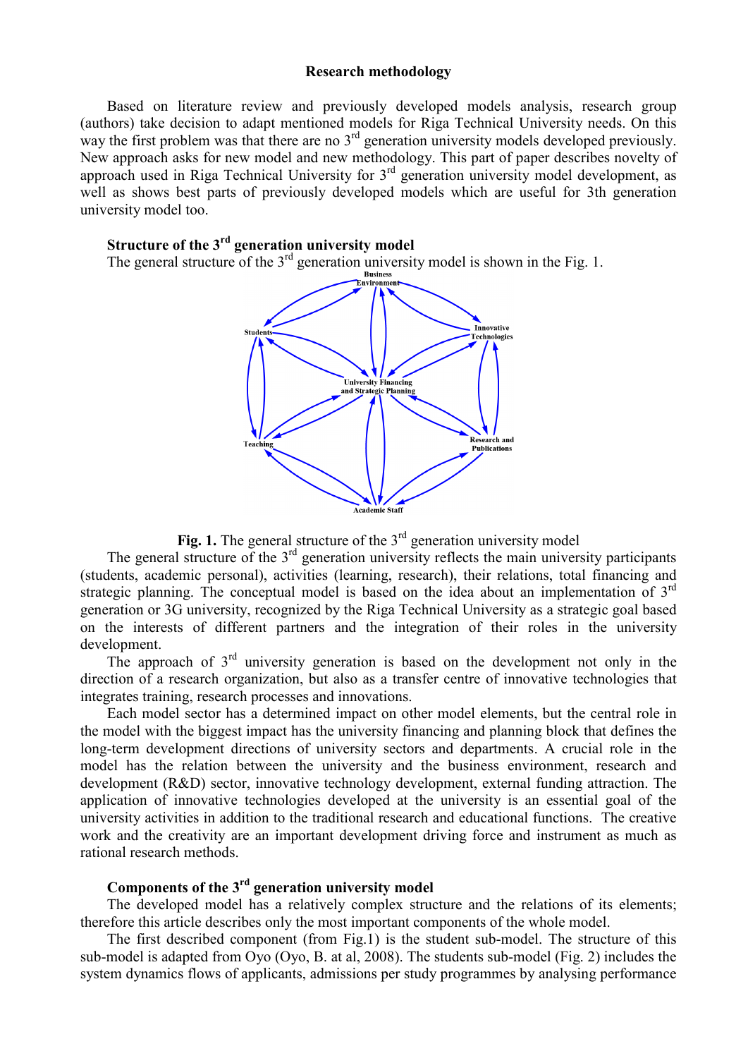## Research methodology

Based on literature review and previously developed models analysis, research group (authors) take decision to adapt mentioned models for Riga Technical University needs. On this way the first problem was that there are no 3rd generation university models developed previously. New approach asks for new model and new methodology. This part of paper describes novelty of approach used in Riga Technical University for 3rd generation university model development, as well as shows best parts of previously developed models which are useful for 3th generation university model too.

### Structure of the 3rd generation university model

The general structure of the 3rd generation university model is shown in the Fig. 1.

Business Environment

Students

Innovative Technologies

University Financing and Strategic Planning

Teaching

Research and Publications

Academic Staff

**Fig. 1.** The general structure of the 3rd generation university model

The general structure of the 3rd generation university reflects the main university participants (students, academic personal), activities (learning, research), their relations, total financing and strategic planning. The conceptual model is based on the idea about an implementation of 3rd generation or 3G university, recognized by the Riga Technical University as a strategic goal based on the interests of different partners and the integration of their roles in the university development.

The approach of 3rd university generation is based on the development not only in the direction of a research organization, but also as a transfer centre of innovative technologies that integrates training, research processes and innovations.

Each model sector has a determined impact on other model elements, but the central role in the model with the biggest impact has the university financing and planning block that defines the long-term development directions of university sectors and departments. A crucial role in the model has the relation between the university and the business environment, research and development (R&D) sector, innovative technology development, external funding attraction. The application of innovative technologies developed at the university is an essential goal of the university activities in addition to the traditional research and educational functions. The creative work and the creativity are an important development driving force and instrument as much as rational research methods.

### Components of the 3rd generation university model

The developed model has a relatively complex structure and the relations of its elements; therefore this article describes only the most important components of the whole model.

The first described component (from Fig.1) is the student sub-model. The structure of this sub-model is adapted from Oyo (Oyo, B. at al, 2008). The students sub-model (Fig. 2) includes the system dynamics flows of applicants, admissions per study programmes by analysing performance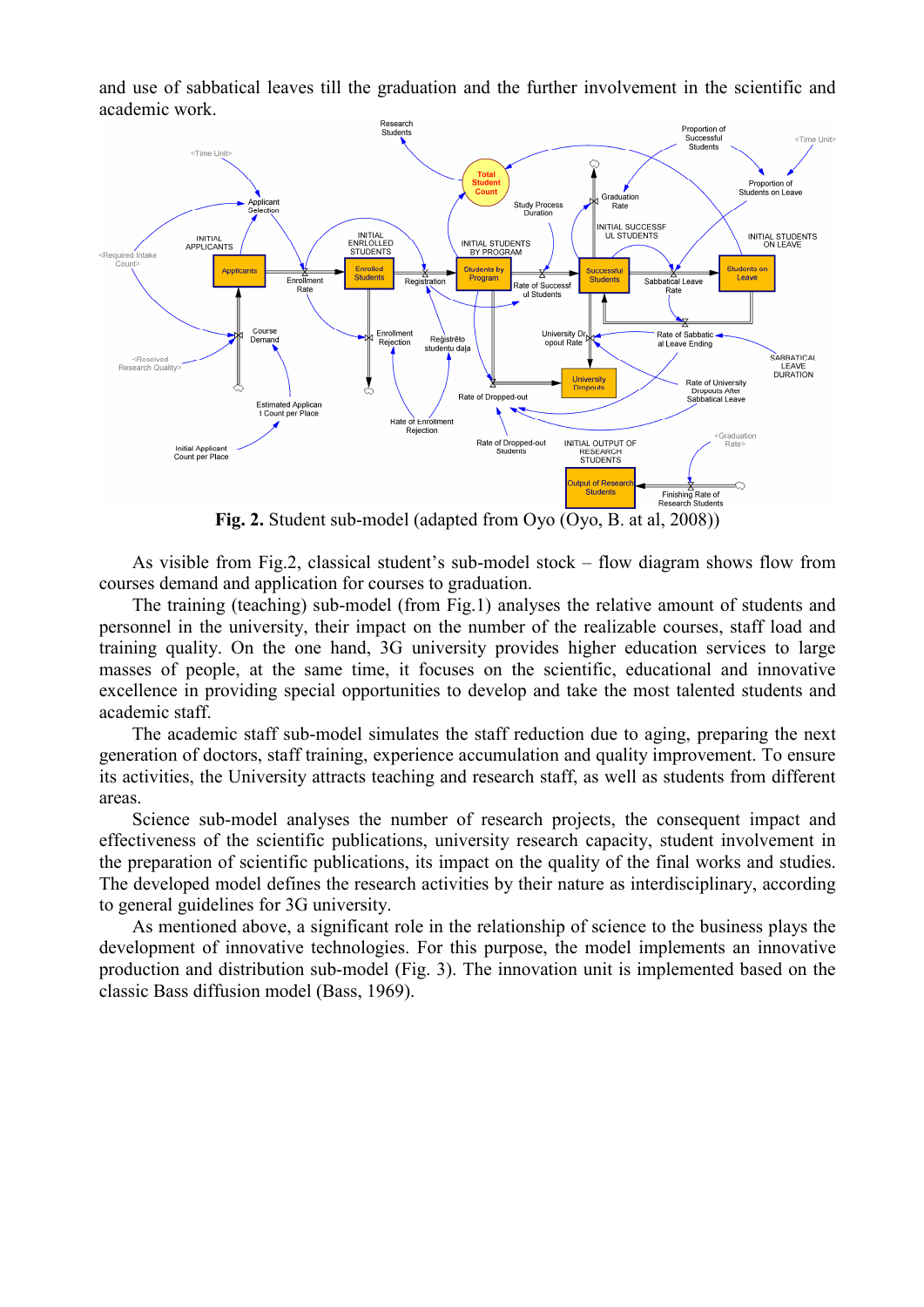and use of sabbatical leaves till the graduation and the further involvement in the scientific and academic work.

**Fig. 2.** Student sub-model (adapted from Oyo (Oyo, B. at al, 2008))

As visible from Fig.2, classical student's sub-model stock – flow diagram shows flow from courses demand and application for courses to graduation.

The training (teaching) sub-model (from Fig.1) analyses the relative amount of students and personnel in the university, their impact on the number of the realizable courses, staff load and training quality. On the one hand, 3G university provides higher education services to large masses of people, at the same time, it focuses on the scientific, educational and innovative excellence in providing special opportunities to develop and take the most talented students and academic staff.

The academic staff sub-model simulates the staff reduction due to aging, preparing the next generation of doctors, staff training, experience accumulation and quality improvement. To ensure its activities, the University attracts teaching and research staff, as well as students from different areas.

Science sub-model analyses the number of research projects, the consequent impact and effectiveness of the scientific publications, university research capacity, student involvement in the preparation of scientific publications, its impact on the quality of the final works and studies. The developed model defines the research activities by their nature as interdisciplinary, according to general guidelines for 3G university.

As mentioned above, a significant role in the relationship of science to the business plays the development of innovative technologies. For this purpose, the model implements an innovative production and distribution sub-model (Fig. 3). The innovation unit is implemented based on the classic Bass diffusion model (Bass, 1969).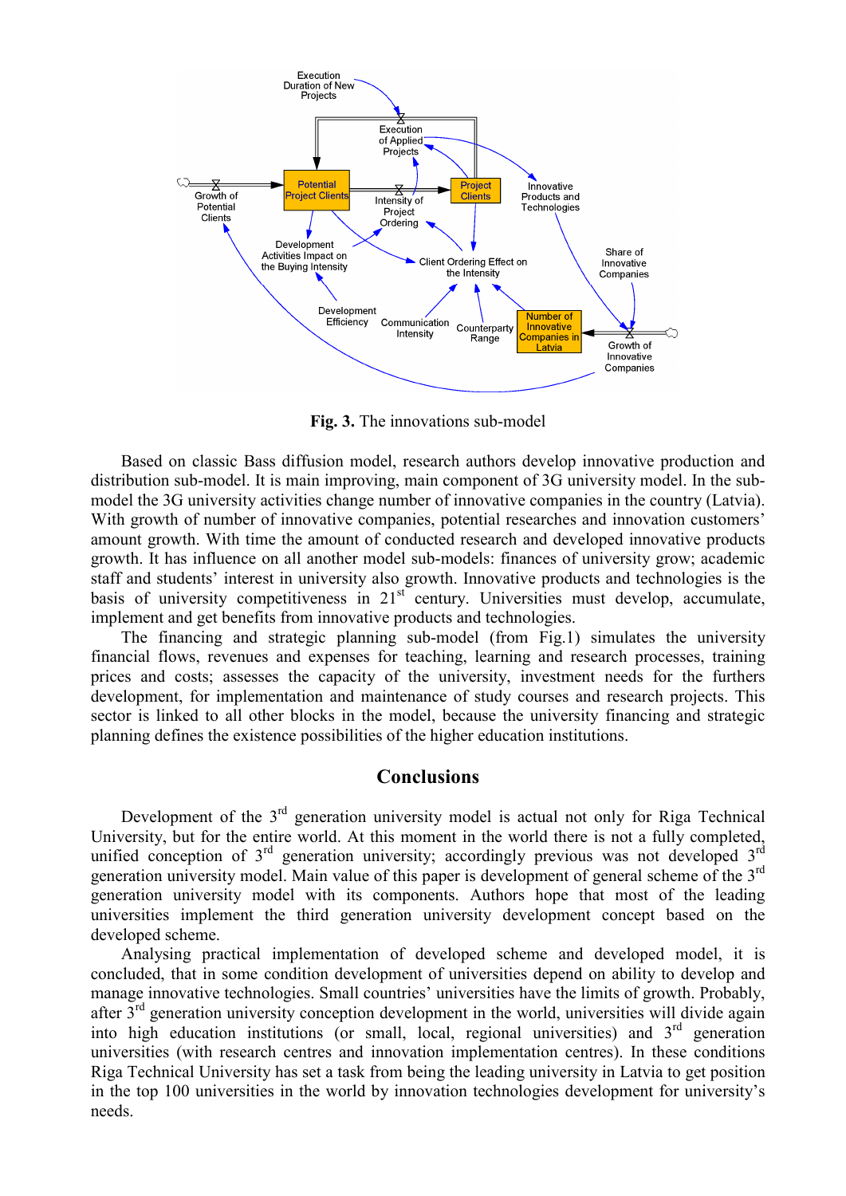Fig. 3. The innovations sub-model

Based on classic Bass diffusion model, research authors develop innovative production and distribution sub-model. It is main improving, main component of 3G university model. In the sub-model the 3G university activities change number of innovative companies in the country (Latvia). With growth of number of innovative companies, potential researches and innovation customers' amount growth. With time the amount of conducted research and developed innovative products growth. It has influence on all another model sub-models: finances of university grow; academic staff and students' interest in university also growth. Innovative products and technologies is the basis of university competitiveness in 21st century. Universities must develop, accumulate, implement and get benefits from innovative products and technologies.

The financing and strategic planning sub-model (from Fig.1) simulates the university financial flows, revenues and expenses for teaching, learning and research processes, training prices and costs; assesses the capacity of the university, investment needs for the furthers development, for implementation and maintenance of study courses and research projects. This sector is linked to all other blocks in the model, because the university financing and strategic planning defines the existence possibilities of the higher education institutions.

## Conclusions

Development of the 3rd generation university model is actual not only for Riga Technical University, but for the entire world. At this moment in the world there is not a fully completed, unified conception of 3rd generation university; accordingly previous was not developed 3rd generation university model. Main value of this paper is development of general scheme of the 3rd generation university model with its components. Authors hope that most of the leading universities implement the third generation university development concept based on the developed scheme.

Analysing practical implementation of developed scheme and developed model, it is concluded, that in some condition development of universities depend on ability to develop and manage innovative technologies. Small countries' universities have the limits of growth. Probably, after 3rd generation university conception development in the world, universities will divide again into high education institutions (or small, local, regional universities) and 3rd generation universities (with research centres and innovation implementation centres). In these conditions Riga Technical University has set a task from being the leading university in Latvia to get position in the top 100 universities in the world by innovation technologies development for university's needs.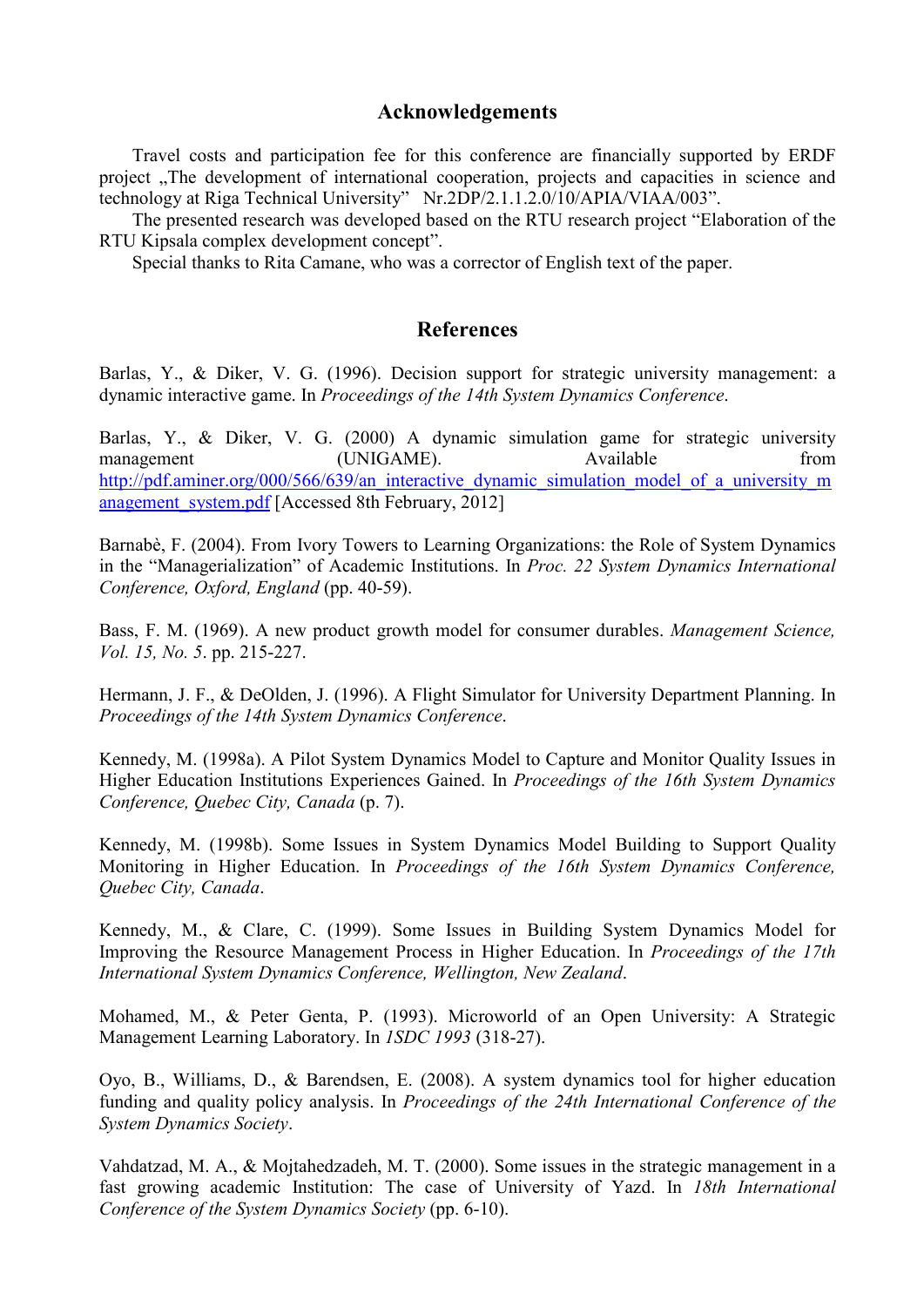## Acknowledgements

Travel costs and participation fee for this conference are financially supported by ERDF project „The development of international cooperation, projects and capacities in science and technology at Riga Technical University" Nr.2DP/2.1.1.2.0/10/APIA/VIAA/003".

The presented research was developed based on the RTU research project "Elaboration of the RTU Kipsala complex development concept".

Special thanks to Rita Camane, who was a corrector of English text of the paper.

## References

Barlas, Y., & Diker, V. G. (1996). Decision support for strategic university management: a dynamic interactive game. In *Proceedings of the 14th System Dynamics Conference*.

Barlas, Y., & Diker, V. G. (2000) A dynamic simulation game for strategic university management (UNIGAME). Available from http://pdf.aminer.org/000/566/639/an_interactive_dynamic_simulation_model_of_a_university_management_system.pdf [Accessed 8th February, 2012]

Barnabè, F. (2004). From Ivory Towers to Learning Organizations: the Role of System Dynamics in the "Managerialization" of Academic Institutions. In *Proc. 22 System Dynamics International Conference, Oxford, England* (pp. 40-59).

Bass, F. M. (1969). A new product growth model for consumer durables. *Management Science, Vol. 15, No. 5*. pp. 215-227.

Hermann, J. F., & DeOlden, J. (1996). A Flight Simulator for University Department Planning. In *Proceedings of the 14th System Dynamics Conference*.

Kennedy, M. (1998a). A Pilot System Dynamics Model to Capture and Monitor Quality Issues in Higher Education Institutions Experiences Gained. In *Proceedings of the 16th System Dynamics Conference, Quebec City, Canada* (p. 7).

Kennedy, M. (1998b). Some Issues in System Dynamics Model Building to Support Quality Monitoring in Higher Education. In *Proceedings of the 16th System Dynamics Conference, Quebec City, Canada*.

Kennedy, M., & Clare, C. (1999). Some Issues in Building System Dynamics Model for Improving the Resource Management Process in Higher Education. In *Proceedings of the 17th International System Dynamics Conference, Wellington, New Zealand*.

Mohamed, M., & Peter Genta, P. (1993). Microworld of an Open University: A Strategic Management Learning Laboratory. In *ISDC 1993* (318-27).

Oyo, B., Williams, D., & Barendsen, E. (2008). A system dynamics tool for higher education funding and quality policy analysis. In *Proceedings of the 24th International Conference of the System Dynamics Society*.

Vahdatzad, M. A., & Mojtahedzadeh, M. T. (2000). Some issues in the strategic management in a fast growing academic Institution: The case of University of Yazd. In *18th International Conference of the System Dynamics Society* (pp. 6-10).